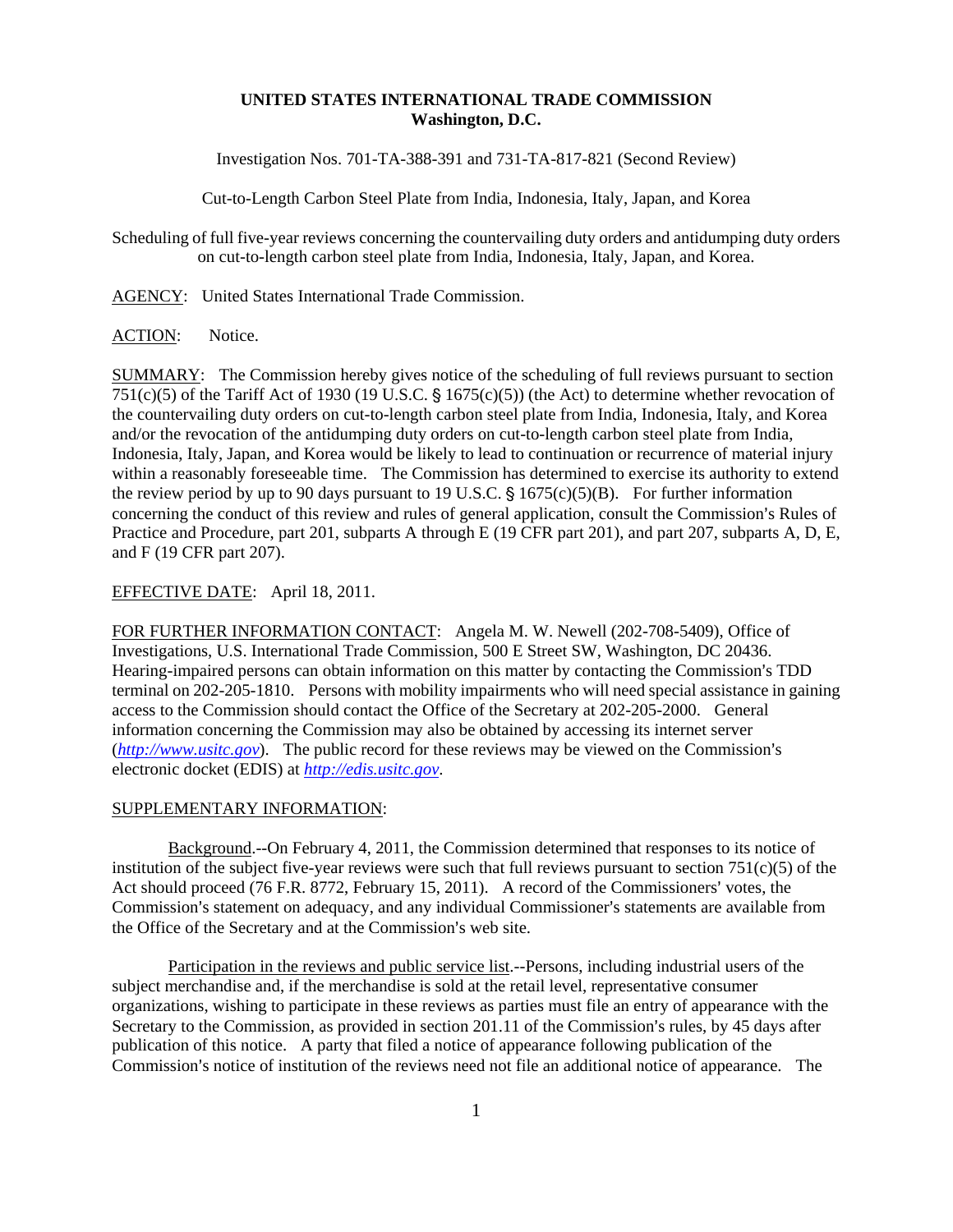**UNITED STATES INTERNATIONAL TRADE COMMISSION**
**Washington, D.C.**

Investigation Nos. 701-TA-388-391 and 731-TA-817-821 (Second Review)

Cut-to-Length Carbon Steel Plate from India, Indonesia, Italy, Japan, and Korea

Scheduling of full five-year reviews concerning the countervailing duty orders and antidumping duty orders on cut-to-length carbon steel plate from India, Indonesia, Italy, Japan, and Korea.

AGENCY: United States International Trade Commission.

ACTION: Notice.

SUMMARY: The Commission hereby gives notice of the scheduling of full reviews pursuant to section 751(c)(5) of the Tariff Act of 1930 (19 U.S.C. § 1675(c)(5)) (the Act) to determine whether revocation of the countervailing duty orders on cut-to-length carbon steel plate from India, Indonesia, Italy, and Korea and/or the revocation of the antidumping duty orders on cut-to-length carbon steel plate from India, Indonesia, Italy, Japan, and Korea would be likely to lead to continuation or recurrence of material injury within a reasonably foreseeable time. The Commission has determined to exercise its authority to extend the review period by up to 90 days pursuant to 19 U.S.C. § 1675(c)(5)(B). For further information concerning the conduct of this review and rules of general application, consult the Commission's Rules of Practice and Procedure, part 201, subparts A through E (19 CFR part 201), and part 207, subparts A, D, E, and F (19 CFR part 207).

EFFECTIVE DATE: April 18, 2011.

FOR FURTHER INFORMATION CONTACT: Angela M. W. Newell (202-708-5409), Office of Investigations, U.S. International Trade Commission, 500 E Street SW, Washington, DC 20436. Hearing-impaired persons can obtain information on this matter by contacting the Commission's TDD terminal on 202-205-1810. Persons with mobility impairments who will need special assistance in gaining access to the Commission should contact the Office of the Secretary at 202-205-2000. General information concerning the Commission may also be obtained by accessing its internet server (*http://www.usitc.gov*). The public record for these reviews may be viewed on the Commission's electronic docket (EDIS) at *http://edis.usitc.gov*.

SUPPLEMENTARY INFORMATION:

Background.--On February 4, 2011, the Commission determined that responses to its notice of institution of the subject five-year reviews were such that full reviews pursuant to section 751(c)(5) of the Act should proceed (76 F.R. 8772, February 15, 2011). A record of the Commissioners' votes, the Commission's statement on adequacy, and any individual Commissioner's statements are available from the Office of the Secretary and at the Commission's web site.

Participation in the reviews and public service list.--Persons, including industrial users of the subject merchandise and, if the merchandise is sold at the retail level, representative consumer organizations, wishing to participate in these reviews as parties must file an entry of appearance with the Secretary to the Commission, as provided in section 201.11 of the Commission's rules, by 45 days after publication of this notice. A party that filed a notice of appearance following publication of the Commission's notice of institution of the reviews need not file an additional notice of appearance. The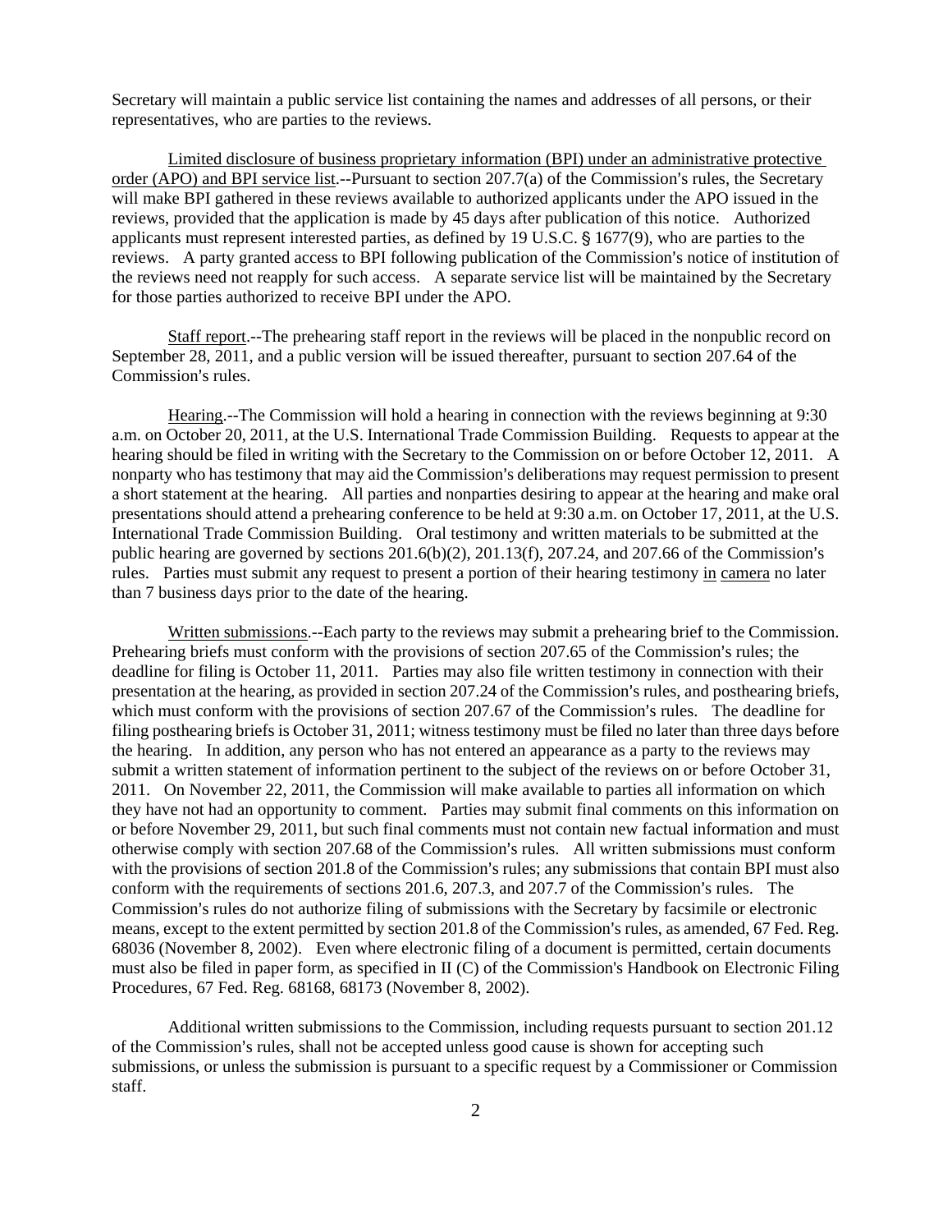Secretary will maintain a public service list containing the names and addresses of all persons, or their representatives, who are parties to the reviews.

Limited disclosure of business proprietary information (BPI) under an administrative protective order (APO) and BPI service list.--Pursuant to section 207.7(a) of the Commission's rules, the Secretary will make BPI gathered in these reviews available to authorized applicants under the APO issued in the reviews, provided that the application is made by 45 days after publication of this notice. Authorized applicants must represent interested parties, as defined by 19 U.S.C. § 1677(9), who are parties to the reviews. A party granted access to BPI following publication of the Commission's notice of institution of the reviews need not reapply for such access. A separate service list will be maintained by the Secretary for those parties authorized to receive BPI under the APO.

Staff report.--The prehearing staff report in the reviews will be placed in the nonpublic record on September 28, 2011, and a public version will be issued thereafter, pursuant to section 207.64 of the Commission's rules.

Hearing.--The Commission will hold a hearing in connection with the reviews beginning at 9:30 a.m. on October 20, 2011, at the U.S. International Trade Commission Building. Requests to appear at the hearing should be filed in writing with the Secretary to the Commission on or before October 12, 2011. A nonparty who has testimony that may aid the Commission's deliberations may request permission to present a short statement at the hearing. All parties and nonparties desiring to appear at the hearing and make oral presentations should attend a prehearing conference to be held at 9:30 a.m. on October 17, 2011, at the U.S. International Trade Commission Building. Oral testimony and written materials to be submitted at the public hearing are governed by sections 201.6(b)(2), 201.13(f), 207.24, and 207.66 of the Commission's rules. Parties must submit any request to present a portion of their hearing testimony in camera no later than 7 business days prior to the date of the hearing.

Written submissions.--Each party to the reviews may submit a prehearing brief to the Commission. Prehearing briefs must conform with the provisions of section 207.65 of the Commission's rules; the deadline for filing is October 11, 2011. Parties may also file written testimony in connection with their presentation at the hearing, as provided in section 207.24 of the Commission's rules, and posthearing briefs, which must conform with the provisions of section 207.67 of the Commission's rules. The deadline for filing posthearing briefs is October 31, 2011; witness testimony must be filed no later than three days before the hearing. In addition, any person who has not entered an appearance as a party to the reviews may submit a written statement of information pertinent to the subject of the reviews on or before October 31, 2011. On November 22, 2011, the Commission will make available to parties all information on which they have not had an opportunity to comment. Parties may submit final comments on this information on or before November 29, 2011, but such final comments must not contain new factual information and must otherwise comply with section 207.68 of the Commission's rules. All written submissions must conform with the provisions of section 201.8 of the Commission's rules; any submissions that contain BPI must also conform with the requirements of sections 201.6, 207.3, and 207.7 of the Commission's rules. The Commission's rules do not authorize filing of submissions with the Secretary by facsimile or electronic means, except to the extent permitted by section 201.8 of the Commission's rules, as amended, 67 Fed. Reg. 68036 (November 8, 2002). Even where electronic filing of a document is permitted, certain documents must also be filed in paper form, as specified in II (C) of the Commission's Handbook on Electronic Filing Procedures, 67 Fed. Reg. 68168, 68173 (November 8, 2002).

Additional written submissions to the Commission, including requests pursuant to section 201.12 of the Commission's rules, shall not be accepted unless good cause is shown for accepting such submissions, or unless the submission is pursuant to a specific request by a Commissioner or Commission staff.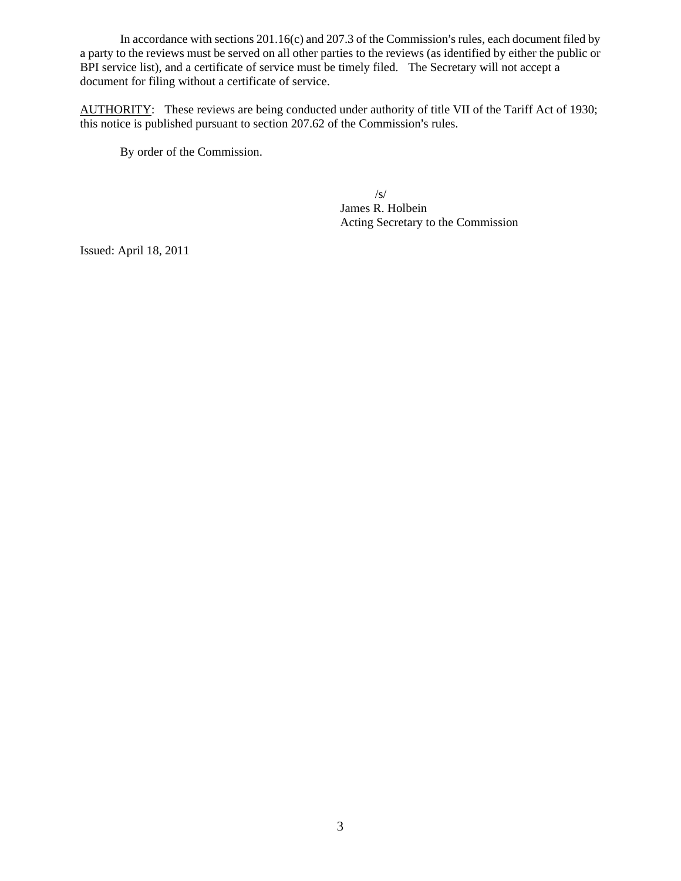In accordance with sections 201.16(c) and 207.3 of the Commission's rules, each document filed by a party to the reviews must be served on all other parties to the reviews (as identified by either the public or BPI service list), and a certificate of service must be timely filed. The Secretary will not accept a document for filing without a certificate of service.

<u>AUTHORITY</u>: These reviews are being conducted under authority of title VII of the Tariff Act of 1930; this notice is published pursuant to section 207.62 of the Commission's rules.

By order of the Commission.

/s/
James R. Holbein
Acting Secretary to the Commission

Issued: April 18, 2011